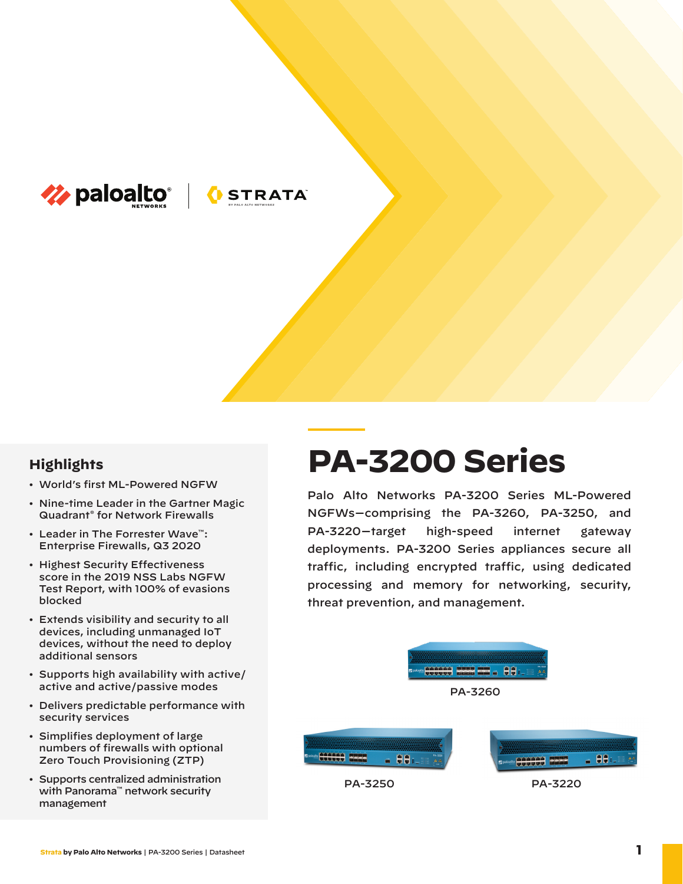# PA-3200 Series

Palo Alto Networks PA-3200 Series ML-Powered NGFWs—comprising the PA-3260, PA-3250, and PA-3220—target high-speed internet gateway deployments. PA-3200 Series appliances secure all traffic, including encrypted traffic, using dedicated processing and memory for networking, security, threat prevention, and management.

PA-3260

PA-3250

PA-3220

## Highlights

- World's first ML-Powered NGFW
- Nine-time Leader in the Gartner Magic Quadrant® for Network Firewalls
- Leader in The Forrester Wave™: Enterprise Firewalls, Q3 2020
- Highest Security Effectiveness score in the 2019 NSS Labs NGFW Test Report, with 100% of evasions blocked
- Extends visibility and security to all devices, including unmanaged IoT devices, without the need to deploy additional sensors
- Supports high availability with active/active and active/passive modes
- Delivers predictable performance with security services
- Simplifies deployment of large numbers of firewalls with optional Zero Touch Provisioning (ZTP)
- Supports centralized administration with Panorama™ network security management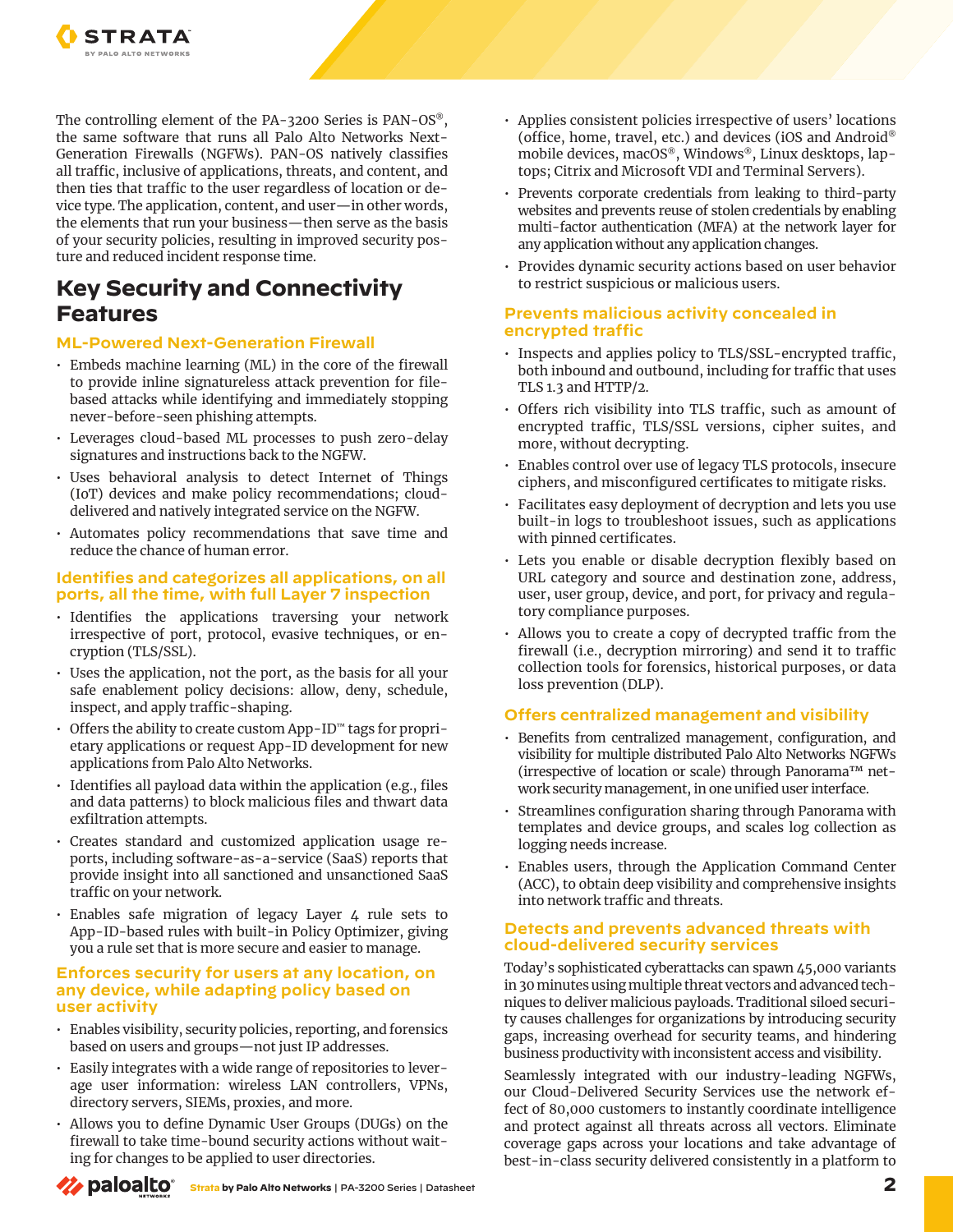The controlling element of the PA-3200 Series is PAN-OS®, the same software that runs all Palo Alto Networks Next-Generation Firewalls (NGFWs). PAN-OS natively classifies all traffic, inclusive of applications, threats, and content, and then ties that traffic to the user regardless of location or device type. The application, content, and user—in other words, the elements that run your business—then serve as the basis of your security policies, resulting in improved security posture and reduced incident response time.

## Key Security and Connectivity Features

### ML-Powered Next-Generation Firewall

- Embeds machine learning (ML) in the core of the firewall to provide inline signatureless attack prevention for file-based attacks while identifying and immediately stopping never-before-seen phishing attempts.
- Leverages cloud-based ML processes to push zero-delay signatures and instructions back to the NGFW.
- Uses behavioral analysis to detect Internet of Things (IoT) devices and make policy recommendations; cloud-delivered and natively integrated service on the NGFW.
- Automates policy recommendations that save time and reduce the chance of human error.

### Identifies and categorizes all applications, on all ports, all the time, with full Layer 7 inspection

- Identifies the applications traversing your network irrespective of port, protocol, evasive techniques, or encryption (TLS/SSL).
- Uses the application, not the port, as the basis for all your safe enablement policy decisions: allow, deny, schedule, inspect, and apply traffic-shaping.
- Offers the ability to create custom App-ID™ tags for proprietary applications or request App-ID development for new applications from Palo Alto Networks.
- Identifies all payload data within the application (e.g., files and data patterns) to block malicious files and thwart data exfiltration attempts.
- Creates standard and customized application usage reports, including software-as-a-service (SaaS) reports that provide insight into all sanctioned and unsanctioned SaaS traffic on your network.
- Enables safe migration of legacy Layer 4 rule sets to App-ID-based rules with built-in Policy Optimizer, giving you a rule set that is more secure and easier to manage.

### Enforces security for users at any location, on any device, while adapting policy based on user activity

- Enables visibility, security policies, reporting, and forensics based on users and groups—not just IP addresses.
- Easily integrates with a wide range of repositories to leverage user information: wireless LAN controllers, VPNs, directory servers, SIEMs, proxies, and more.
- Allows you to define Dynamic User Groups (DUGs) on the firewall to take time-bound security actions without waiting for changes to be applied to user directories.
- Applies consistent policies irrespective of users' locations (office, home, travel, etc.) and devices (iOS and Android® mobile devices, macOS®, Windows®, Linux desktops, laptops; Citrix and Microsoft VDI and Terminal Servers).
- Prevents corporate credentials from leaking to third-party websites and prevents reuse of stolen credentials by enabling multi-factor authentication (MFA) at the network layer for any application without any application changes.
- Provides dynamic security actions based on user behavior to restrict suspicious or malicious users.

### Prevents malicious activity concealed in encrypted traffic

- Inspects and applies policy to TLS/SSL-encrypted traffic, both inbound and outbound, including for traffic that uses TLS 1.3 and HTTP/2.
- Offers rich visibility into TLS traffic, such as amount of encrypted traffic, TLS/SSL versions, cipher suites, and more, without decrypting.
- Enables control over use of legacy TLS protocols, insecure ciphers, and misconfigured certificates to mitigate risks.
- Facilitates easy deployment of decryption and lets you use built-in logs to troubleshoot issues, such as applications with pinned certificates.
- Lets you enable or disable decryption flexibly based on URL category and source and destination zone, address, user, user group, device, and port, for privacy and regulatory compliance purposes.
- Allows you to create a copy of decrypted traffic from the firewall (i.e., decryption mirroring) and send it to traffic collection tools for forensics, historical purposes, or data loss prevention (DLP).

### Offers centralized management and visibility

- Benefits from centralized management, configuration, and visibility for multiple distributed Palo Alto Networks NGFWs (irrespective of location or scale) through Panorama™ network security management, in one unified user interface.
- Streamlines configuration sharing through Panorama with templates and device groups, and scales log collection as logging needs increase.
- Enables users, through the Application Command Center (ACC), to obtain deep visibility and comprehensive insights into network traffic and threats.

### Detects and prevents advanced threats with cloud-delivered security services

Today's sophisticated cyberattacks can spawn 45,000 variants in 30 minutes using multiple threat vectors and advanced techniques to deliver malicious payloads. Traditional siloed security causes challenges for organizations by introducing security gaps, increasing overhead for security teams, and hindering business productivity with inconsistent access and visibility.

Seamlessly integrated with our industry-leading NGFWs, our Cloud-Delivered Security Services use the network effect of 80,000 customers to instantly coordinate intelligence and protect against all threats across all vectors. Eliminate coverage gaps across your locations and take advantage of best-in-class security delivered consistently in a platform to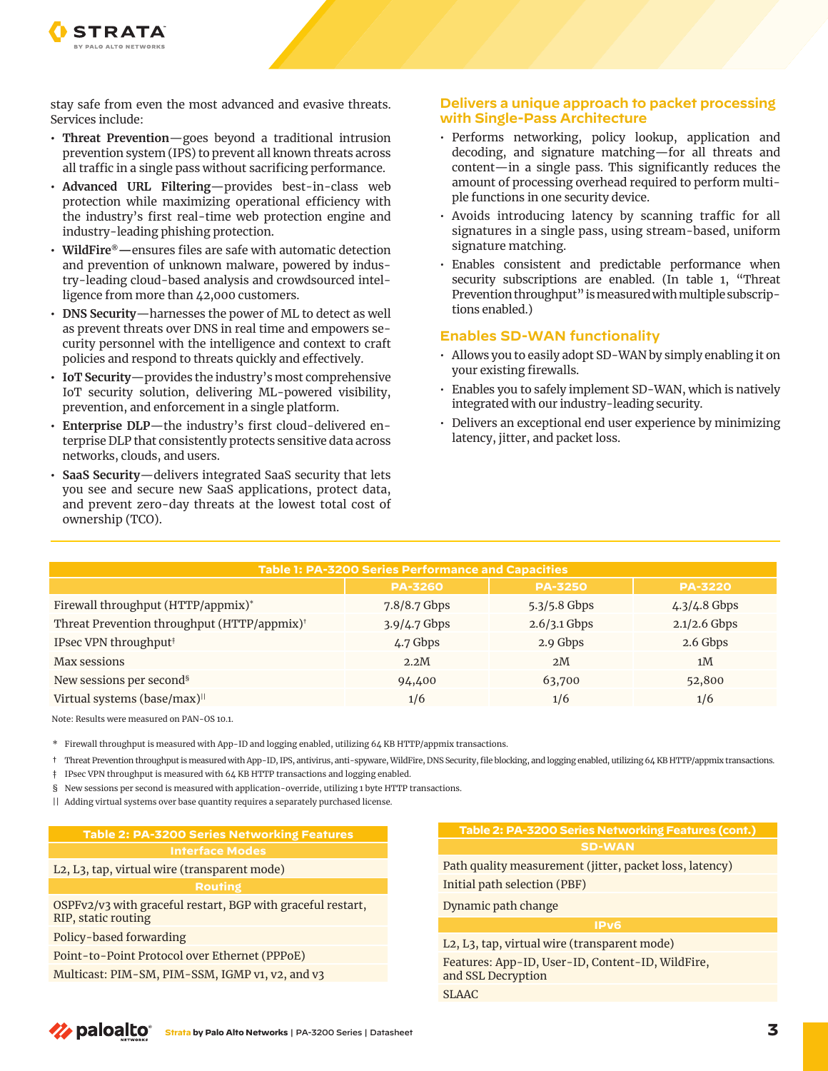stay safe from even the most advanced and evasive threats. Services include:

- **Threat Prevention**—goes beyond a traditional intrusion prevention system (IPS) to prevent all known threats across all traffic in a single pass without sacrificing performance.
- **Advanced URL Filtering**—provides best-in-class web protection while maximizing operational efficiency with the industry's first real-time web protection engine and industry-leading phishing protection.
- **WildFire®—**ensures files are safe with automatic detection and prevention of unknown malware, powered by industry-leading cloud-based analysis and crowdsourced intelligence from more than 42,000 customers.
- **DNS Security**—harnesses the power of ML to detect as well as prevent threats over DNS in real time and empowers security personnel with the intelligence and context to craft policies and respond to threats quickly and effectively.
- **IoT Security**—provides the industry's most comprehensive IoT security solution, delivering ML-powered visibility, prevention, and enforcement in a single platform.
- **Enterprise DLP**—the industry's first cloud-delivered enterprise DLP that consistently protects sensitive data across networks, clouds, and users.
- **SaaS Security**—delivers integrated SaaS security that lets you see and secure new SaaS applications, protect data, and prevent zero-day threats at the lowest total cost of ownership (TCO).

## Delivers a unique approach to packet processing with Single-Pass Architecture

- Performs networking, policy lookup, application and decoding, and signature matching—for all threats and content—in a single pass. This significantly reduces the amount of processing overhead required to perform multiple functions in one security device.
- Avoids introducing latency by scanning traffic for all signatures in a single pass, using stream-based, uniform signature matching.
- Enables consistent and predictable performance when security subscriptions are enabled. (In table 1, "Threat Prevention throughput" is measured with multiple subscriptions enabled.)

## Enables SD-WAN functionality

- Allows you to easily adopt SD-WAN by simply enabling it on your existing firewalls.
- Enables you to safely implement SD-WAN, which is natively integrated with our industry-leading security.
- Delivers an exceptional end user experience by minimizing latency, jitter, and packet loss.

**Table 1: PA-3200 Series Performance and Capacities**

| | PA-3260 | PA-3250 | PA-3220 |
|---|---|---|---|
| Firewall throughput (HTTP/appmix)* | 7.8/8.7 Gbps | 5.3/5.8 Gbps | 4.3/4.8 Gbps |
| Threat Prevention throughput (HTTP/appmix)† | 3.9/4.7 Gbps | 2.6/3.1 Gbps | 2.1/2.6 Gbps |
| IPsec VPN throughput‡ | 4.7 Gbps | 2.9 Gbps | 2.6 Gbps |
| Max sessions | 2.2M | 2M | 1M |
| New sessions per second§ | 94,400 | 63,700 | 52,800 |
| Virtual systems (base/max)‖ | 1/6 | 1/6 | 1/6 |

Note: Results were measured on PAN-OS 10.1.

\* Firewall throughput is measured with App-ID and logging enabled, utilizing 64 KB HTTP/appmix transactions.

† Threat Prevention throughput is measured with App-ID, IPS, antivirus, anti-spyware, WildFire, DNS Security, file blocking, and logging enabled, utilizing 64 KB HTTP/appmix transactions.

‡ IPsec VPN throughput is measured with 64 KB HTTP transactions and logging enabled.

§ New sessions per second is measured with application-override, utilizing 1 byte HTTP transactions.

‖ Adding virtual systems over base quantity requires a separately purchased license.

**Table 2: PA-3200 Series Networking Features**

| Interface Modes |
|---|
| L2, L3, tap, virtual wire (transparent mode) |
| **Routing** |
| OSPFv2/v3 with graceful restart, BGP with graceful restart, RIP, static routing |
| Policy-based forwarding |
| Point-to-Point Protocol over Ethernet (PPPoE) |
| Multicast: PIM-SM, PIM-SSM, IGMP v1, v2, and v3 |

**Table 2: PA-3200 Series Networking Features (cont.)**

| SD-WAN |
|---|
| Path quality measurement (jitter, packet loss, latency) |
| Initial path selection (PBF) |
| Dynamic path change |
| **IPv6** |
| L2, L3, tap, virtual wire (transparent mode) |
| Features: App-ID, User-ID, Content-ID, WildFire, and SSL Decryption |
| SLAAC |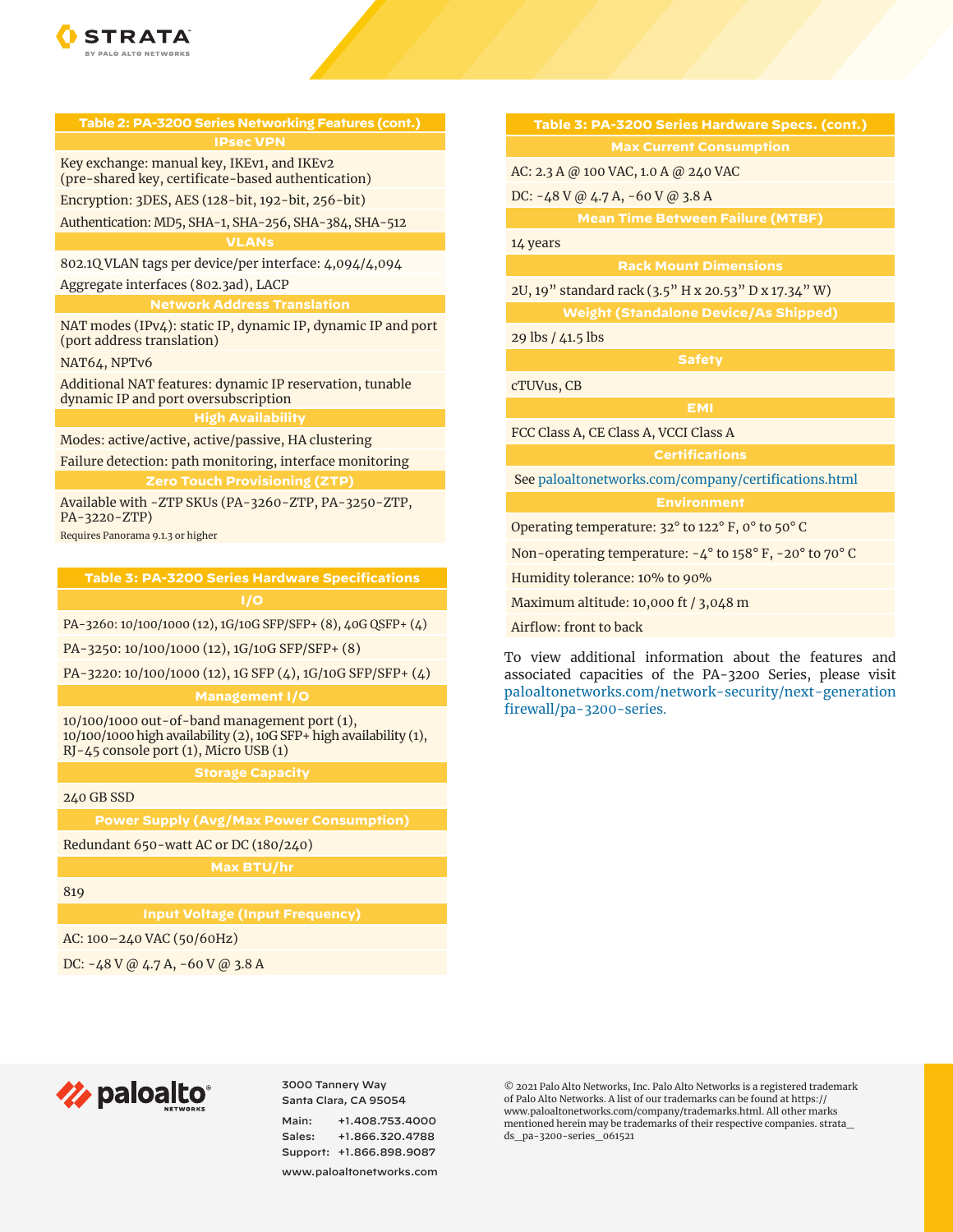**Table 2: PA-3200 Series Networking Features (cont.)**

| |
|---|
| **IPsec VPN** |
| Key exchange: manual key, IKEv1, and IKEv2 (pre-shared key, certificate-based authentication) |
| Encryption: 3DES, AES (128-bit, 192-bit, 256-bit) |
| Authentication: MD5, SHA-1, SHA-256, SHA-384, SHA-512 |
| **VLANs** |
| 802.1Q VLAN tags per device/per interface: 4,094/4,094 |
| Aggregate interfaces (802.3ad), LACP |
| **Network Address Translation** |
| NAT modes (IPv4): static IP, dynamic IP, dynamic IP and port (port address translation) |
| NAT64, NPTv6 |
| Additional NAT features: dynamic IP reservation, tunable dynamic IP and port oversubscription |
| **High Availability** |
| Modes: active/active, active/passive, HA clustering |
| Failure detection: path monitoring, interface monitoring |
| **Zero Touch Provisioning (ZTP)** |
| Available with -ZTP SKUs (PA-3260-ZTP, PA-3250-ZTP, PA-3220-ZTP) Requires Panorama 9.1.3 or higher |

**Table 3: PA-3200 Series Hardware Specifications**

| |
|---|
| **I/O** |
| PA-3260: 10/100/1000 (12), 1G/10G SFP/SFP+ (8), 40G QSFP+ (4) |
| PA-3250: 10/100/1000 (12), 1G/10G SFP/SFP+ (8) |
| PA-3220: 10/100/1000 (12), 1G SFP (4), 1G/10G SFP/SFP+ (4) |
| **Management I/O** |
| 10/100/1000 out-of-band management port (1), 10/100/1000 high availability (2), 10G SFP+ high availability (1), RJ-45 console port (1), Micro USB (1) |
| **Storage Capacity** |
| 240 GB SSD |
| **Power Supply (Avg/Max Power Consumption)** |
| Redundant 650-watt AC or DC (180/240) |
| **Max BTU/hr** |
| 819 |
| **Input Voltage (Input Frequency)** |
| AC: 100–240 VAC (50/60Hz) |
| DC: -48 V @ 4.7 A, -60 V @ 3.8 A |

**Table 3: PA-3200 Series Hardware Specs. (cont.)**

| |
|---|
| **Max Current Consumption** |
| AC: 2.3 A @ 100 VAC, 1.0 A @ 240 VAC |
| DC: -48 V @ 4.7 A, -60 V @ 3.8 A |
| **Mean Time Between Failure (MTBF)** |
| 14 years |
| **Rack Mount Dimensions** |
| 2U, 19" standard rack (3.5" H x 20.53" D x 17.34" W) |
| **Weight (Standalone Device/As Shipped)** |
| 29 lbs / 41.5 lbs |
| **Safety** |
| cTUVus, CB |
| **EMI** |
| FCC Class A, CE Class A, VCCI Class A |
| **Certifications** |
| See paloaltonetworks.com/company/certifications.html |
| **Environment** |
| Operating temperature: 32° to 122° F, 0° to 50° C |
| Non-operating temperature: -4° to 158° F, -20° to 70° C |
| Humidity tolerance: 10% to 90% |
| Maximum altitude: 10,000 ft / 3,048 m |
| Airflow: front to back |

To view additional information about the features and associated capacities of the PA-3200 Series, please visit paloaltonetworks.com/network-security/next-generation firewall/pa-3200-series.

3000 Tannery Way
Santa Clara, CA 95054

Main: +1.408.753.4000
Sales: +1.866.320.4788
Support: +1.866.898.9087

www.paloaltonetworks.com

© 2021 Palo Alto Networks, Inc. Palo Alto Networks is a registered trademark of Palo Alto Networks. A list of our trademarks can be found at https://www.paloaltonetworks.com/company/trademarks.html. All other marks mentioned herein may be trademarks of their respective companies. strata_ds_pa-3200-series_061521